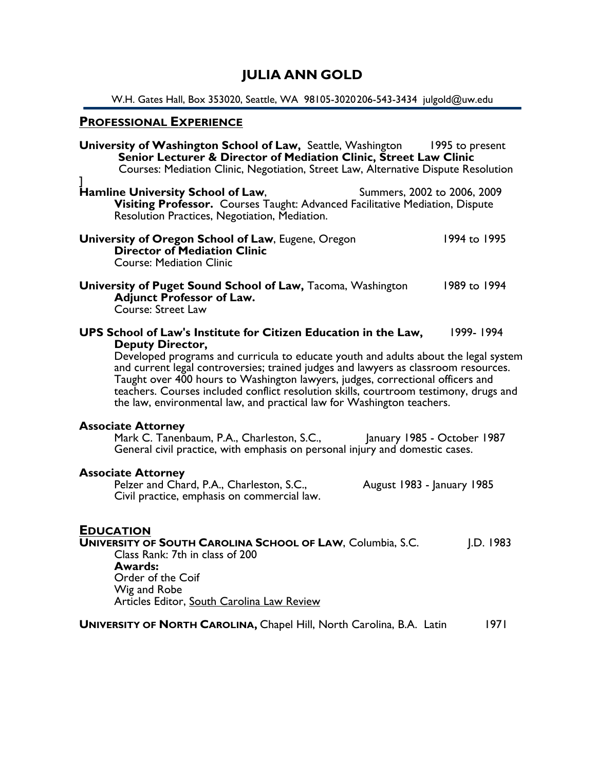# JULIA ANN GOLD

W.H. Gates Hall, Box 353020, Seattle, WA 98105-3020206-543-3434 julgold@uw.edu

## PROFESSIONAL EXPERIENCE

**University of Washington School of Law,** Seattle, Washington 1995 to present
**Senior Lecturer & Director of Mediation Clinic, Street Law Clinic**
Courses: Mediation Clinic, Negotiation, Street Law, Alternative Dispute Resolution

]
**Hamline University School of Law**, Summers, 2002 to 2006, 2009
**Visiting Professor.** Courses Taught: Advanced Facilitative Mediation, Dispute Resolution Practices, Negotiation, Mediation.

**University of Oregon School of Law**, Eugene, Oregon 1994 to 1995
**Director of Mediation Clinic**
Course: Mediation Clinic

**University of Puget Sound School of Law,** Tacoma, Washington 1989 to 1994
**Adjunct Professor of Law.**
Course: Street Law

**UPS School of Law's Institute for Citizen Education in the Law,** 1999- 1994
**Deputy Director,**
Developed programs and curricula to educate youth and adults about the legal system and current legal controversies; trained judges and lawyers as classroom resources. Taught over 400 hours to Washington lawyers, judges, correctional officers and teachers. Courses included conflict resolution skills, courtroom testimony, drugs and the law, environmental law, and practical law for Washington teachers.

**Associate Attorney**
Mark C. Tanenbaum, P.A., Charleston, S.C., January 1985 - October 1987
General civil practice, with emphasis on personal injury and domestic cases.

**Associate Attorney**
Pelzer and Chard, P.A., Charleston, S.C., August 1983 - January 1985
Civil practice, emphasis on commercial law.

## EDUCATION

**UNIVERSITY OF SOUTH CAROLINA SCHOOL OF LAW**, Columbia, S.C. J.D. 1983
Class Rank: 7th in class of 200
**Awards:**
Order of the Coif
Wig and Robe
Articles Editor, South Carolina Law Review

**UNIVERSITY OF NORTH CAROLINA,** Chapel Hill, North Carolina, B.A. Latin 1971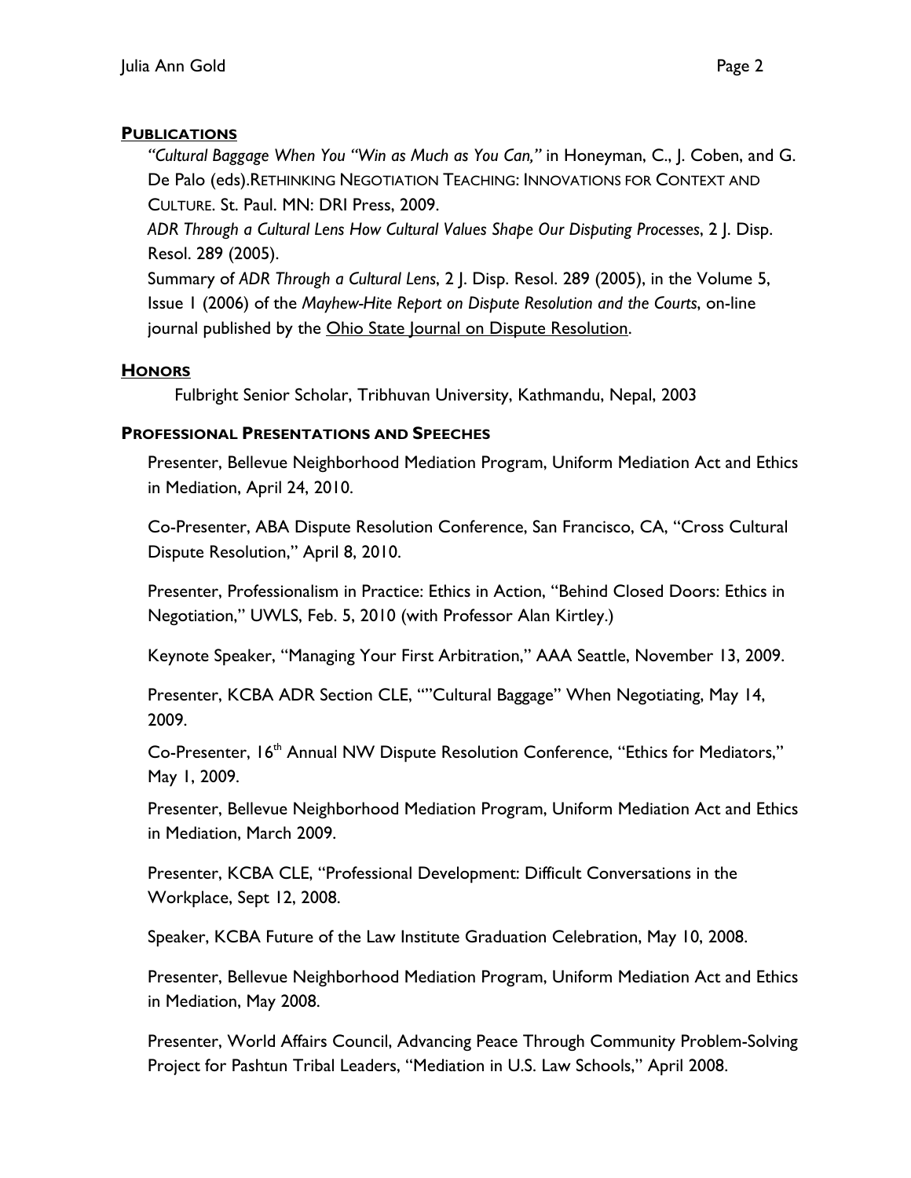## PUBLICATIONS

*"Cultural Baggage When You "Win as Much as You Can,"* in Honeyman, C., J. Coben, and G. De Palo (eds).RETHINKING NEGOTIATION TEACHING: INNOVATIONS FOR CONTEXT AND CULTURE. St. Paul. MN: DRI Press, 2009.

*ADR Through a Cultural Lens How Cultural Values Shape Our Disputing Processes*, 2 J. Disp. Resol. 289 (2005).

Summary of *ADR Through a Cultural Lens*, 2 J. Disp. Resol. 289 (2005), in the Volume 5, Issue 1 (2006) of the *Mayhew-Hite Report on Dispute Resolution and the Courts*, on-line journal published by the Ohio State Journal on Dispute Resolution.

## HONORS

Fulbright Senior Scholar, Tribhuvan University, Kathmandu, Nepal, 2003

## PROFESSIONAL PRESENTATIONS AND SPEECHES

Presenter, Bellevue Neighborhood Mediation Program, Uniform Mediation Act and Ethics in Mediation, April 24, 2010.

Co-Presenter, ABA Dispute Resolution Conference, San Francisco, CA, "Cross Cultural Dispute Resolution," April 8, 2010.

Presenter, Professionalism in Practice: Ethics in Action, "Behind Closed Doors: Ethics in Negotiation," UWLS, Feb. 5, 2010 (with Professor Alan Kirtley.)

Keynote Speaker, "Managing Your First Arbitration," AAA Seattle, November 13, 2009.

Presenter, KCBA ADR Section CLE, ""Cultural Baggage" When Negotiating, May 14, 2009.

Co-Presenter, 16th Annual NW Dispute Resolution Conference, "Ethics for Mediators," May 1, 2009.

Presenter, Bellevue Neighborhood Mediation Program, Uniform Mediation Act and Ethics in Mediation, March 2009.

Presenter, KCBA CLE, "Professional Development: Difficult Conversations in the Workplace, Sept 12, 2008.

Speaker, KCBA Future of the Law Institute Graduation Celebration, May 10, 2008.

Presenter, Bellevue Neighborhood Mediation Program, Uniform Mediation Act and Ethics in Mediation, May 2008.

Presenter, World Affairs Council, Advancing Peace Through Community Problem-Solving Project for Pashtun Tribal Leaders, "Mediation in U.S. Law Schools," April 2008.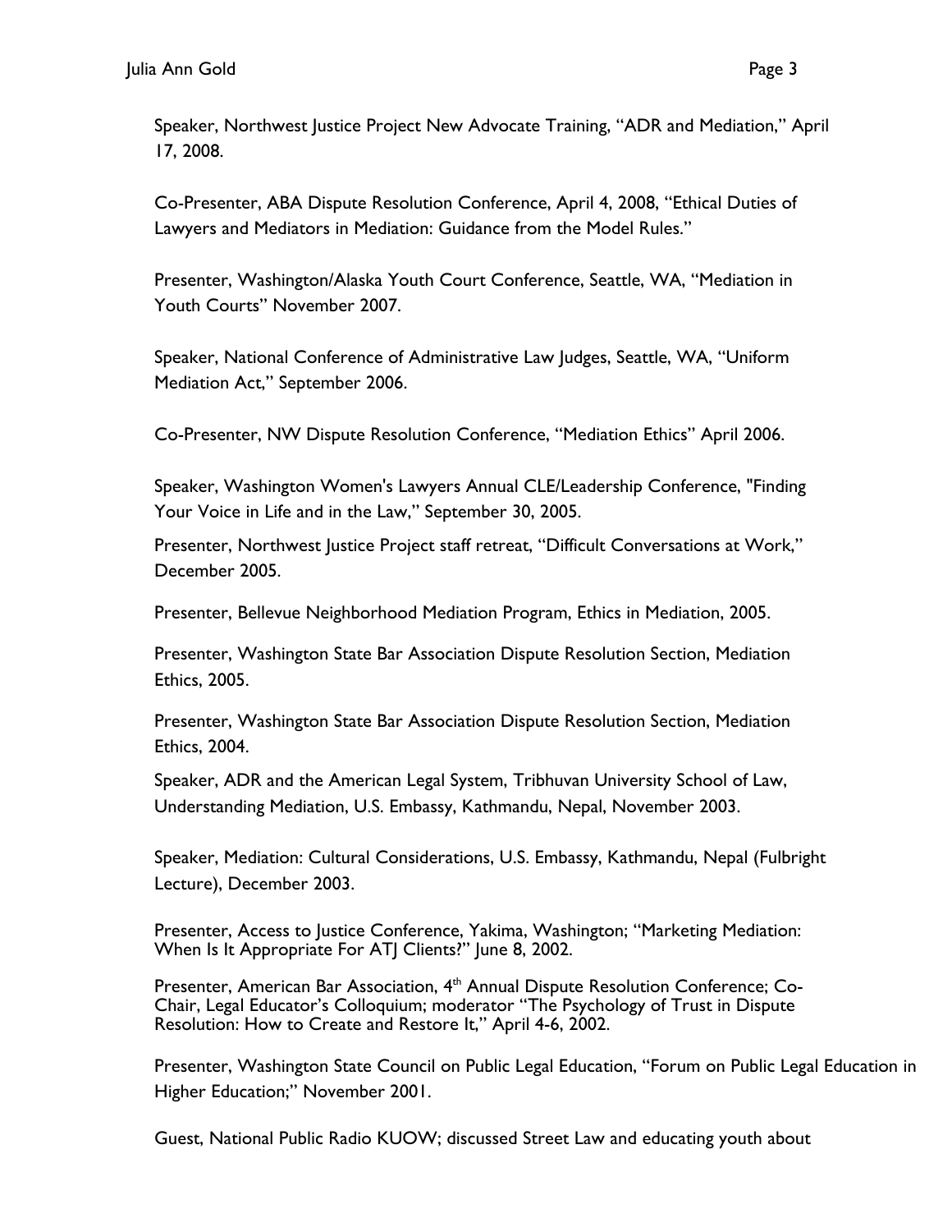Speaker, Northwest Justice Project New Advocate Training, "ADR and Mediation," April 17, 2008.

Co-Presenter, ABA Dispute Resolution Conference, April 4, 2008, "Ethical Duties of Lawyers and Mediators in Mediation: Guidance from the Model Rules."

Presenter, Washington/Alaska Youth Court Conference, Seattle, WA, "Mediation in Youth Courts" November 2007.

Speaker, National Conference of Administrative Law Judges, Seattle, WA, "Uniform Mediation Act," September 2006.

Co-Presenter, NW Dispute Resolution Conference, "Mediation Ethics" April 2006.

Speaker, Washington Women's Lawyers Annual CLE/Leadership Conference, "Finding Your Voice in Life and in the Law," September 30, 2005.

Presenter, Northwest Justice Project staff retreat, "Difficult Conversations at Work," December 2005.

Presenter, Bellevue Neighborhood Mediation Program, Ethics in Mediation, 2005.

Presenter, Washington State Bar Association Dispute Resolution Section, Mediation Ethics, 2005.

Presenter, Washington State Bar Association Dispute Resolution Section, Mediation Ethics, 2004.

Speaker, ADR and the American Legal System, Tribhuvan University School of Law, Understanding Mediation, U.S. Embassy, Kathmandu, Nepal, November 2003.

Speaker, Mediation: Cultural Considerations, U.S. Embassy, Kathmandu, Nepal (Fulbright Lecture), December 2003.

Presenter, Access to Justice Conference, Yakima, Washington; "Marketing Mediation: When Is It Appropriate For ATJ Clients?" June 8, 2002.

Presenter, American Bar Association, 4th Annual Dispute Resolution Conference; Co-Chair, Legal Educator's Colloquium; moderator "The Psychology of Trust in Dispute Resolution: How to Create and Restore It," April 4-6, 2002.

Presenter, Washington State Council on Public Legal Education, "Forum on Public Legal Education in Higher Education;" November 2001.

Guest, National Public Radio KUOW; discussed Street Law and educating youth about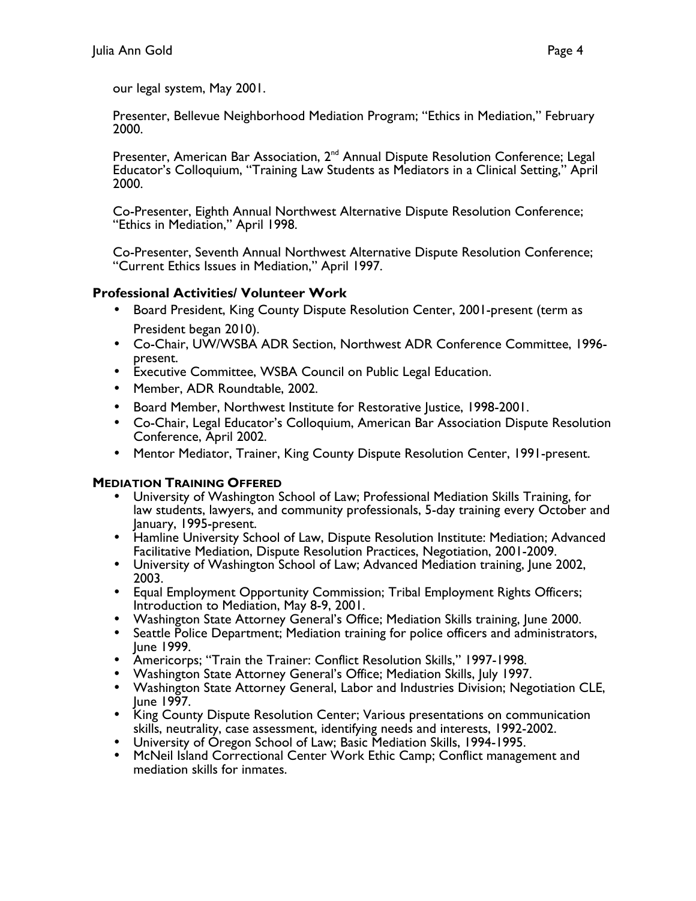our legal system, May 2001.

Presenter, Bellevue Neighborhood Mediation Program; "Ethics in Mediation," February 2000.

Presenter, American Bar Association, 2nd Annual Dispute Resolution Conference; Legal Educator's Colloquium, "Training Law Students as Mediators in a Clinical Setting," April 2000.

Co-Presenter, Eighth Annual Northwest Alternative Dispute Resolution Conference; "Ethics in Mediation," April 1998.

Co-Presenter, Seventh Annual Northwest Alternative Dispute Resolution Conference; "Current Ethics Issues in Mediation," April 1997.

### Professional Activities/ Volunteer Work

- Board President, King County Dispute Resolution Center, 2001-present (term as President began 2010).
- Co-Chair, UW/WSBA ADR Section, Northwest ADR Conference Committee, 1996-present.
- Executive Committee, WSBA Council on Public Legal Education.
- Member, ADR Roundtable, 2002.
- Board Member, Northwest Institute for Restorative Justice, 1998-2001.
- Co-Chair, Legal Educator's Colloquium, American Bar Association Dispute Resolution Conference, April 2002.
- Mentor Mediator, Trainer, King County Dispute Resolution Center, 1991-present.

### MEDIATION TRAINING OFFERED

- University of Washington School of Law; Professional Mediation Skills Training, for law students, lawyers, and community professionals, 5-day training every October and January, 1995-present.
- Hamline University School of Law, Dispute Resolution Institute: Mediation; Advanced Facilitative Mediation, Dispute Resolution Practices, Negotiation, 2001-2009.
- University of Washington School of Law; Advanced Mediation training, June 2002, 2003.
- Equal Employment Opportunity Commission; Tribal Employment Rights Officers; Introduction to Mediation, May 8-9, 2001.
- Washington State Attorney General's Office; Mediation Skills training, June 2000.
- Seattle Police Department; Mediation training for police officers and administrators, June 1999.
- Americorps; "Train the Trainer: Conflict Resolution Skills," 1997-1998.
- Washington State Attorney General's Office; Mediation Skills, July 1997.
- Washington State Attorney General, Labor and Industries Division; Negotiation CLE, June 1997.
- King County Dispute Resolution Center; Various presentations on communication skills, neutrality, case assessment, identifying needs and interests, 1992-2002.
- University of Oregon School of Law; Basic Mediation Skills, 1994-1995.
- McNeil Island Correctional Center Work Ethic Camp; Conflict management and mediation skills for inmates.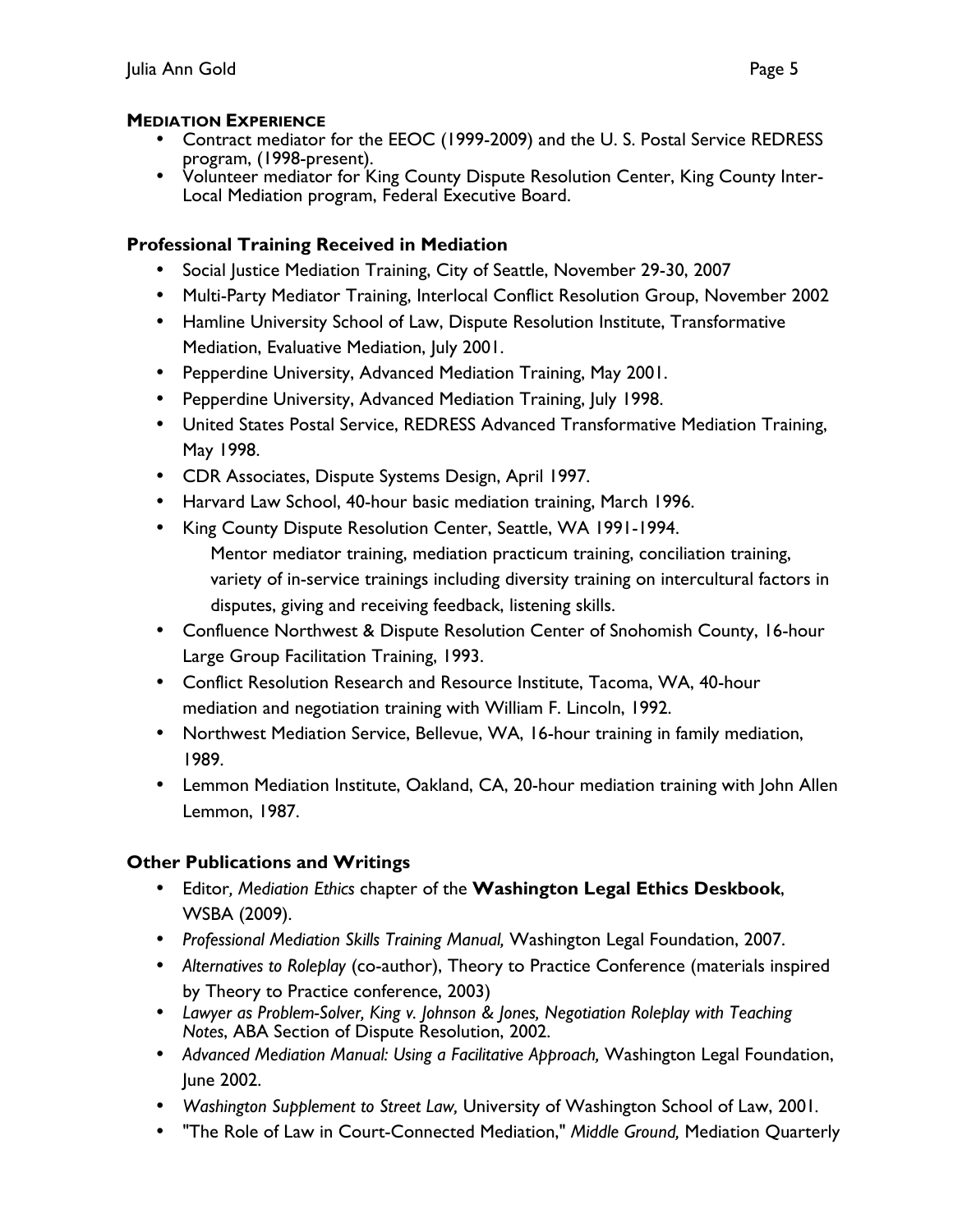**MEDIATION EXPERIENCE**

- Contract mediator for the EEOC (1999-2009) and the U. S. Postal Service REDRESS program, (1998-present).
- Volunteer mediator for King County Dispute Resolution Center, King County Inter-Local Mediation program, Federal Executive Board.

**Professional Training Received in Mediation**

- Social Justice Mediation Training, City of Seattle, November 29-30, 2007
- Multi-Party Mediator Training, Interlocal Conflict Resolution Group, November 2002
- Hamline University School of Law, Dispute Resolution Institute, Transformative Mediation, Evaluative Mediation, July 2001.
- Pepperdine University, Advanced Mediation Training, May 2001.
- Pepperdine University, Advanced Mediation Training, July 1998.
- United States Postal Service, REDRESS Advanced Transformative Mediation Training, May 1998.
- CDR Associates, Dispute Systems Design, April 1997.
- Harvard Law School, 40-hour basic mediation training, March 1996.
- King County Dispute Resolution Center, Seattle, WA 1991-1994.
  Mentor mediator training, mediation practicum training, conciliation training, variety of in-service trainings including diversity training on intercultural factors in disputes, giving and receiving feedback, listening skills.
- Confluence Northwest & Dispute Resolution Center of Snohomish County, 16-hour Large Group Facilitation Training, 1993.
- Conflict Resolution Research and Resource Institute, Tacoma, WA, 40-hour mediation and negotiation training with William F. Lincoln, 1992.
- Northwest Mediation Service, Bellevue, WA, 16-hour training in family mediation, 1989.
- Lemmon Mediation Institute, Oakland, CA, 20-hour mediation training with John Allen Lemmon, 1987.

**Other Publications and Writings**

- Editor*, Mediation Ethics* chapter of the **Washington Legal Ethics Deskbook**, WSBA (2009).
- *Professional Mediation Skills Training Manual,* Washington Legal Foundation, 2007.
- *Alternatives to Roleplay* (co-author), Theory to Practice Conference (materials inspired by Theory to Practice conference, 2003)
- *Lawyer as Problem-Solver, King v. Johnson & Jones, Negotiation Roleplay with Teaching Notes*, ABA Section of Dispute Resolution, 2002.
- *Advanced Mediation Manual: Using a Facilitative Approach,* Washington Legal Foundation, June 2002.
- *Washington Supplement to Street Law,* University of Washington School of Law, 2001.
- "The Role of Law in Court-Connected Mediation," *Middle Ground,* Mediation Quarterly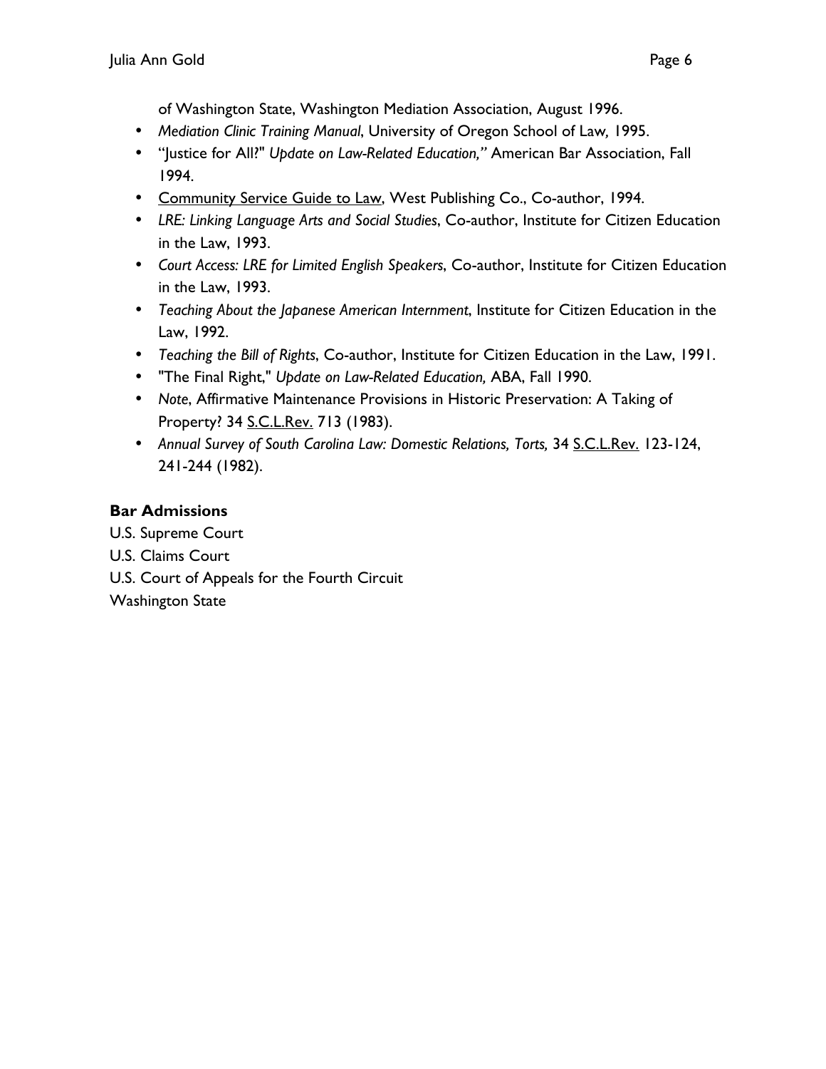of Washington State, Washington Mediation Association, August 1996.

- *Mediation Clinic Training Manual*, University of Oregon School of Law, 1995.
- "Justice for All?" *Update on Law-Related Education,"* American Bar Association, Fall 1994.
- Community Service Guide to Law, West Publishing Co., Co-author, 1994.
- *LRE: Linking Language Arts and Social Studies*, Co-author, Institute for Citizen Education in the Law, 1993.
- *Court Access: LRE for Limited English Speakers*, Co-author, Institute for Citizen Education in the Law, 1993.
- *Teaching About the Japanese American Internment*, Institute for Citizen Education in the Law, 1992.
- *Teaching the Bill of Rights*, Co-author, Institute for Citizen Education in the Law, 1991.
- "The Final Right," *Update on Law-Related Education,* ABA, Fall 1990.
- *Note*, Affirmative Maintenance Provisions in Historic Preservation: A Taking of Property? 34 S.C.L.Rev. 713 (1983).
- *Annual Survey of South Carolina Law: Domestic Relations, Torts,* 34 S.C.L.Rev. 123-124, 241-244 (1982).

**Bar Admissions**

U.S. Supreme Court
U.S. Claims Court
U.S. Court of Appeals for the Fourth Circuit
Washington State